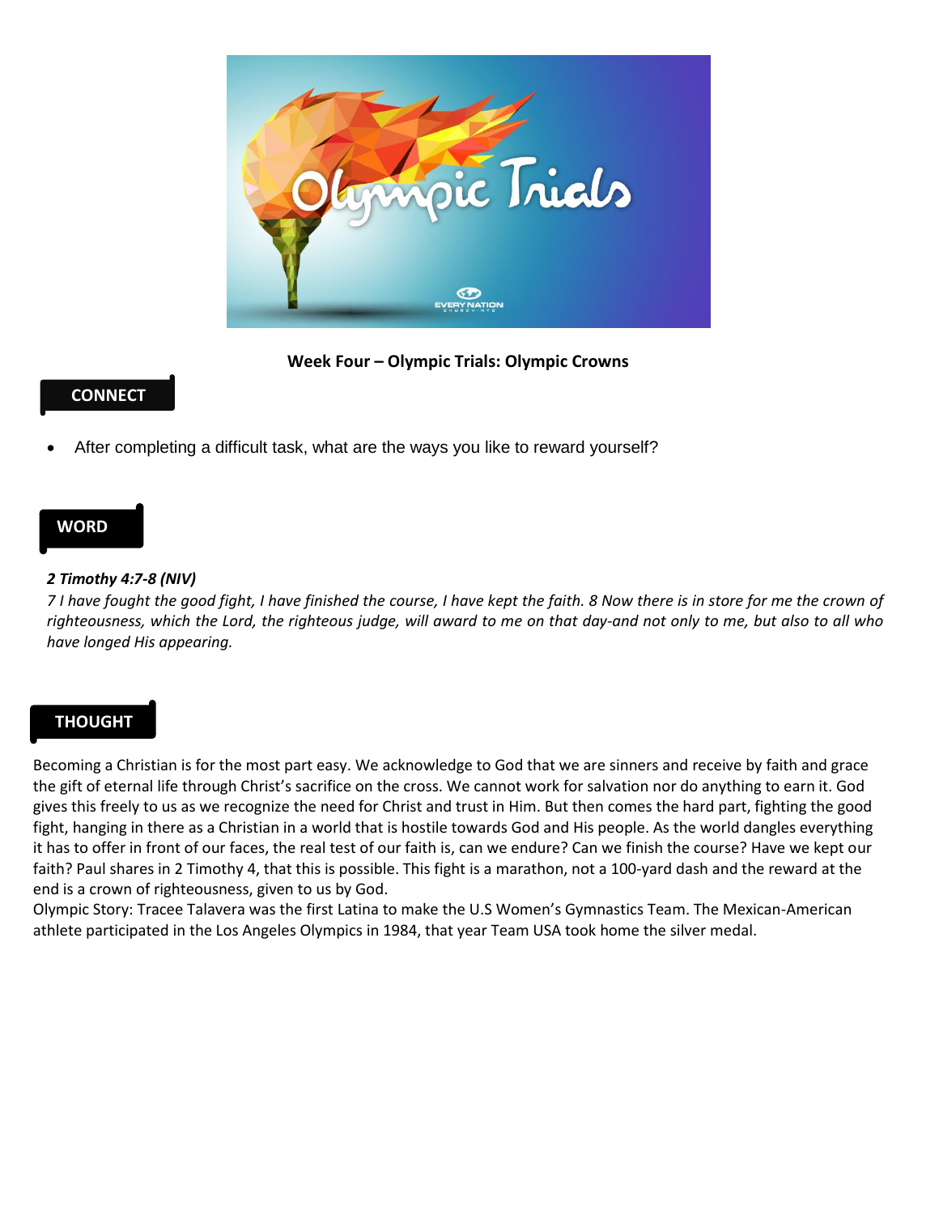**Week Four – Olympic Trials: Olympic Crowns**

## CONNECT

- After completing a difficult task, what are the ways you like to reward yourself?

## WORD

***2 Timothy 4:7-8 (NIV)***

*7 I have fought the good fight, I have finished the course, I have kept the faith. 8 Now there is in store for me the crown of righteousness, which the Lord, the righteous judge, will award to me on that day-and not only to me, but also to all who have longed His appearing.*

## THOUGHT

Becoming a Christian is for the most part easy. We acknowledge to God that we are sinners and receive by faith and grace the gift of eternal life through Christ's sacrifice on the cross. We cannot work for salvation nor do anything to earn it. God gives this freely to us as we recognize the need for Christ and trust in Him. But then comes the hard part, fighting the good fight, hanging in there as a Christian in a world that is hostile towards God and His people. As the world dangles everything it has to offer in front of our faces, the real test of our faith is, can we endure? Can we finish the course? Have we kept our faith? Paul shares in 2 Timothy 4, that this is possible. This fight is a marathon, not a 100-yard dash and the reward at the end is a crown of righteousness, given to us by God.

Olympic Story: Tracee Talavera was the first Latina to make the U.S Women's Gymnastics Team. The Mexican-American athlete participated in the Los Angeles Olympics in 1984, that year Team USA took home the silver medal.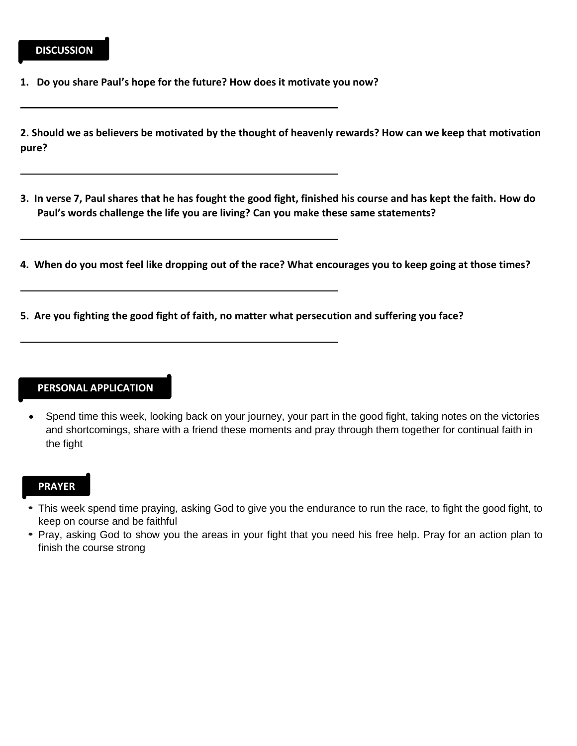## DISCUSSION

**1. Do you share Paul's hope for the future? How does it motivate you now?**

**2. Should we as believers be motivated by the thought of heavenly rewards? How can we keep that motivation pure?**

**3. In verse 7, Paul shares that he has fought the good fight, finished his course and has kept the faith. How do Paul's words challenge the life you are living? Can you make these same statements?**

**4. When do you most feel like dropping out of the race? What encourages you to keep going at those times?**

**5. Are you fighting the good fight of faith, no matter what persecution and suffering you face?**

## PERSONAL APPLICATION

- Spend time this week, looking back on your journey, your part in the good fight, taking notes on the victories and shortcomings, share with a friend these moments and pray through them together for continual faith in the fight

## PRAYER

- This week spend time praying, asking God to give you the endurance to run the race, to fight the good fight, to keep on course and be faithful
- Pray, asking God to show you the areas in your fight that you need his free help. Pray for an action plan to finish the course strong